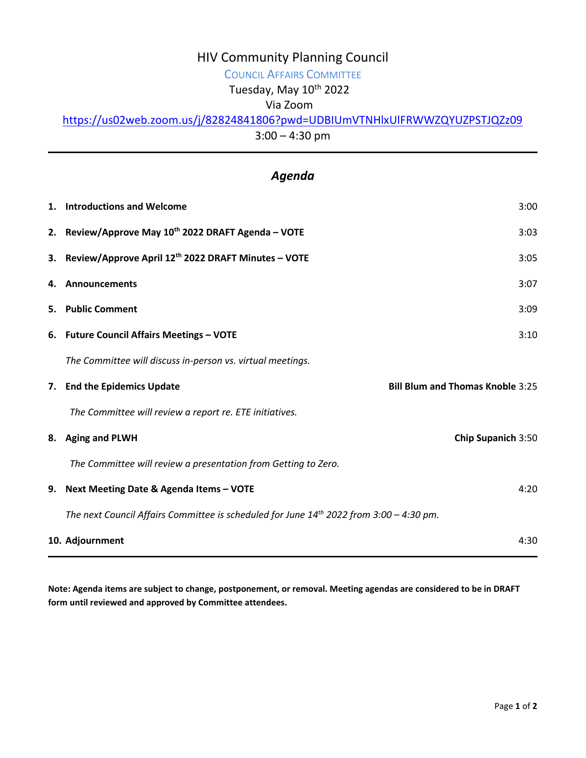# HIV Community Planning Council

## Council Affairs Committee

Tuesday, May 10th 2022

Via Zoom

https://us02web.zoom.us/j/82824841806?pwd=UDBIUmVTNHlxUlFRWWZQYUZPSTJQZz09

3:00 – 4:30 pm

---

## *Agenda*

1. **Introductions and Welcome** 3:00

2. **Review/Approve May 10th 2022 DRAFT Agenda – VOTE** 3:03

3. **Review/Approve April 12th 2022 DRAFT Minutes – VOTE** 3:05

4. **Announcements** 3:07

5. **Public Comment** 3:09

6. **Future Council Affairs Meetings – VOTE** 3:10

   *The Committee will discuss in-person vs. virtual meetings.*

7. **End the Epidemics Update** — **Bill Blum and Thomas Knoble** 3:25

   *The Committee will review a report re. ETE initiatives.*

8. **Aging and PLWH** — **Chip Supanich** 3:50

   *The Committee will review a presentation from Getting to Zero.*

9. **Next Meeting Date & Agenda Items – VOTE** 4:20

   *The next Council Affairs Committee is scheduled for June 14th 2022 from 3:00 – 4:30 pm.*

10. **Adjournment** 4:30

---

**Note: Agenda items are subject to change, postponement, or removal. Meeting agendas are considered to be in DRAFT form until reviewed and approved by Committee attendees.**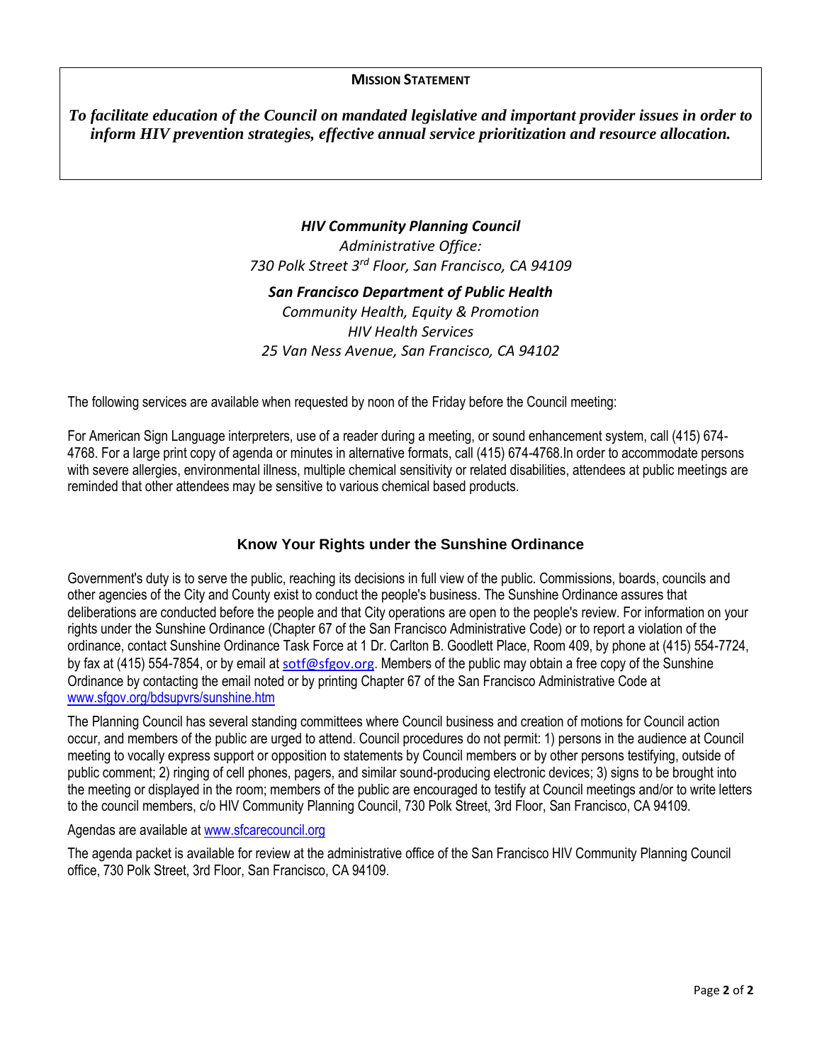**MISSION STATEMENT**

***To facilitate education of the Council on mandated legislative and important provider issues in order to inform HIV prevention strategies, effective annual service prioritization and resource allocation.***

***HIV Community Planning Council***

*Administrative Office:*

*730 Polk Street 3rd Floor, San Francisco, CA 94109*

***San Francisco Department of Public Health***

*Community Health, Equity & Promotion*

*HIV Health Services*

*25 Van Ness Avenue, San Francisco, CA 94102*

The following services are available when requested by noon of the Friday before the Council meeting:

For American Sign Language interpreters, use of a reader during a meeting, or sound enhancement system, call (415) 674-4768. For a large print copy of agenda or minutes in alternative formats, call (415) 674-4768.In order to accommodate persons with severe allergies, environmental illness, multiple chemical sensitivity or related disabilities, attendees at public meetings are reminded that other attendees may be sensitive to various chemical based products.

## Know Your Rights under the Sunshine Ordinance

Government's duty is to serve the public, reaching its decisions in full view of the public. Commissions, boards, councils and other agencies of the City and County exist to conduct the people's business. The Sunshine Ordinance assures that deliberations are conducted before the people and that City operations are open to the people's review. For information on your rights under the Sunshine Ordinance (Chapter 67 of the San Francisco Administrative Code) or to report a violation of the ordinance, contact Sunshine Ordinance Task Force at 1 Dr. Carlton B. Goodlett Place, Room 409, by phone at (415) 554-7724, by fax at (415) 554-7854, or by email at sotf@sfgov.org. Members of the public may obtain a free copy of the Sunshine Ordinance by contacting the email noted or by printing Chapter 67 of the San Francisco Administrative Code at www.sfgov.org/bdsupvrs/sunshine.htm

The Planning Council has several standing committees where Council business and creation of motions for Council action occur, and members of the public are urged to attend. Council procedures do not permit: 1) persons in the audience at Council meeting to vocally express support or opposition to statements by Council members or by other persons testifying, outside of public comment; 2) ringing of cell phones, pagers, and similar sound-producing electronic devices; 3) signs to be brought into the meeting or displayed in the room; members of the public are encouraged to testify at Council meetings and/or to write letters to the council members, c/o HIV Community Planning Council, 730 Polk Street, 3rd Floor, San Francisco, CA 94109.

Agendas are available at www.sfcarecouncil.org

The agenda packet is available for review at the administrative office of the San Francisco HIV Community Planning Council office, 730 Polk Street, 3rd Floor, San Francisco, CA 94109.